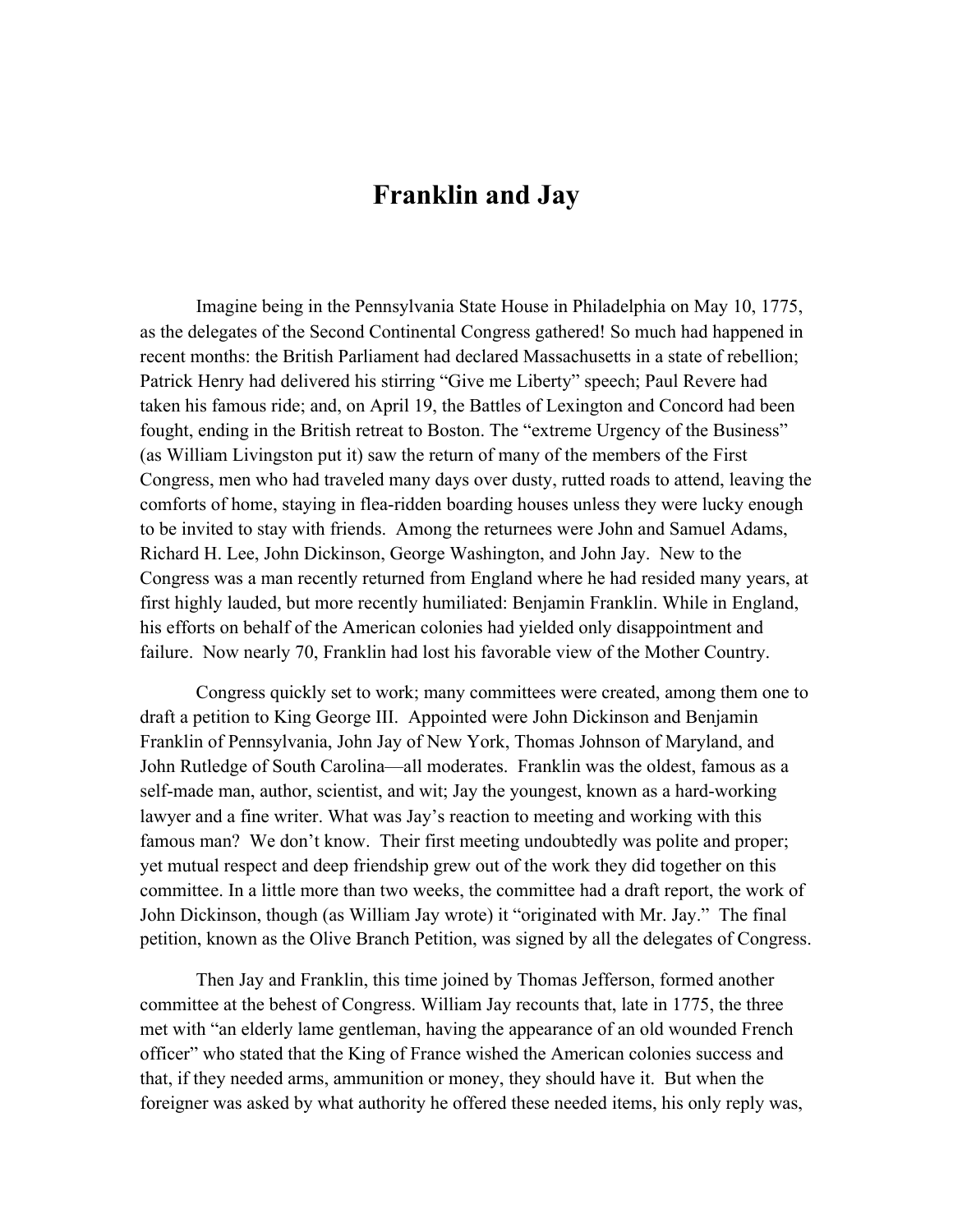# Franklin and Jay

Imagine being in the Pennsylvania State House in Philadelphia on May 10, 1775, as the delegates of the Second Continental Congress gathered! So much had happened in recent months: the British Parliament had declared Massachusetts in a state of rebellion; Patrick Henry had delivered his stirring "Give me Liberty" speech; Paul Revere had taken his famous ride; and, on April 19, the Battles of Lexington and Concord had been fought, ending in the British retreat to Boston. The "extreme Urgency of the Business" (as William Livingston put it) saw the return of many of the members of the First Congress, men who had traveled many days over dusty, rutted roads to attend, leaving the comforts of home, staying in flea-ridden boarding houses unless they were lucky enough to be invited to stay with friends. Among the returnees were John and Samuel Adams, Richard H. Lee, John Dickinson, George Washington, and John Jay. New to the Congress was a man recently returned from England where he had resided many years, at first highly lauded, but more recently humiliated: Benjamin Franklin. While in England, his efforts on behalf of the American colonies had yielded only disappointment and failure. Now nearly 70, Franklin had lost his favorable view of the Mother Country.

Congress quickly set to work; many committees were created, among them one to draft a petition to King George III. Appointed were John Dickinson and Benjamin Franklin of Pennsylvania, John Jay of New York, Thomas Johnson of Maryland, and John Rutledge of South Carolina—all moderates. Franklin was the oldest, famous as a self-made man, author, scientist, and wit; Jay the youngest, known as a hard-working lawyer and a fine writer. What was Jay's reaction to meeting and working with this famous man? We don't know. Their first meeting undoubtedly was polite and proper; yet mutual respect and deep friendship grew out of the work they did together on this committee. In a little more than two weeks, the committee had a draft report, the work of John Dickinson, though (as William Jay wrote) it "originated with Mr. Jay." The final petition, known as the Olive Branch Petition, was signed by all the delegates of Congress.

Then Jay and Franklin, this time joined by Thomas Jefferson, formed another committee at the behest of Congress. William Jay recounts that, late in 1775, the three met with "an elderly lame gentleman, having the appearance of an old wounded French officer" who stated that the King of France wished the American colonies success and that, if they needed arms, ammunition or money, they should have it. But when the foreigner was asked by what authority he offered these needed items, his only reply was,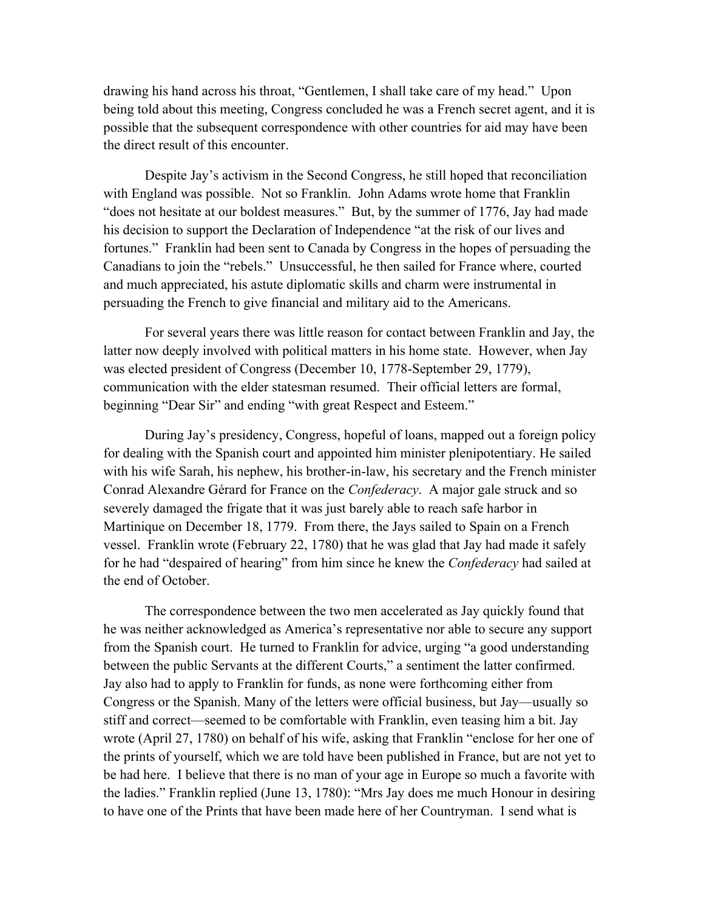drawing his hand across his throat, "Gentlemen, I shall take care of my head." Upon being told about this meeting, Congress concluded he was a French secret agent, and it is possible that the subsequent correspondence with other countries for aid may have been the direct result of this encounter.

Despite Jay's activism in the Second Congress, he still hoped that reconciliation with England was possible. Not so Franklin. John Adams wrote home that Franklin "does not hesitate at our boldest measures." But, by the summer of 1776, Jay had made his decision to support the Declaration of Independence "at the risk of our lives and fortunes." Franklin had been sent to Canada by Congress in the hopes of persuading the Canadians to join the "rebels." Unsuccessful, he then sailed for France where, courted and much appreciated, his astute diplomatic skills and charm were instrumental in persuading the French to give financial and military aid to the Americans.

For several years there was little reason for contact between Franklin and Jay, the latter now deeply involved with political matters in his home state. However, when Jay was elected president of Congress (December 10, 1778-September 29, 1779), communication with the elder statesman resumed. Their official letters are formal, beginning "Dear Sir" and ending "with great Respect and Esteem."

During Jay's presidency, Congress, hopeful of loans, mapped out a foreign policy for dealing with the Spanish court and appointed him minister plenipotentiary. He sailed with his wife Sarah, his nephew, his brother-in-law, his secretary and the French minister Conrad Alexandre Gérard for France on the *Confederacy*. A major gale struck and so severely damaged the frigate that it was just barely able to reach safe harbor in Martinique on December 18, 1779. From there, the Jays sailed to Spain on a French vessel. Franklin wrote (February 22, 1780) that he was glad that Jay had made it safely for he had "despaired of hearing" from him since he knew the *Confederacy* had sailed at the end of October.

The correspondence between the two men accelerated as Jay quickly found that he was neither acknowledged as America's representative nor able to secure any support from the Spanish court. He turned to Franklin for advice, urging "a good understanding between the public Servants at the different Courts," a sentiment the latter confirmed. Jay also had to apply to Franklin for funds, as none were forthcoming either from Congress or the Spanish. Many of the letters were official business, but Jay—usually so stiff and correct—seemed to be comfortable with Franklin, even teasing him a bit. Jay wrote (April 27, 1780) on behalf of his wife, asking that Franklin "enclose for her one of the prints of yourself, which we are told have been published in France, but are not yet to be had here. I believe that there is no man of your age in Europe so much a favorite with the ladies." Franklin replied (June 13, 1780): "Mrs Jay does me much Honour in desiring to have one of the Prints that have been made here of her Countryman. I send what is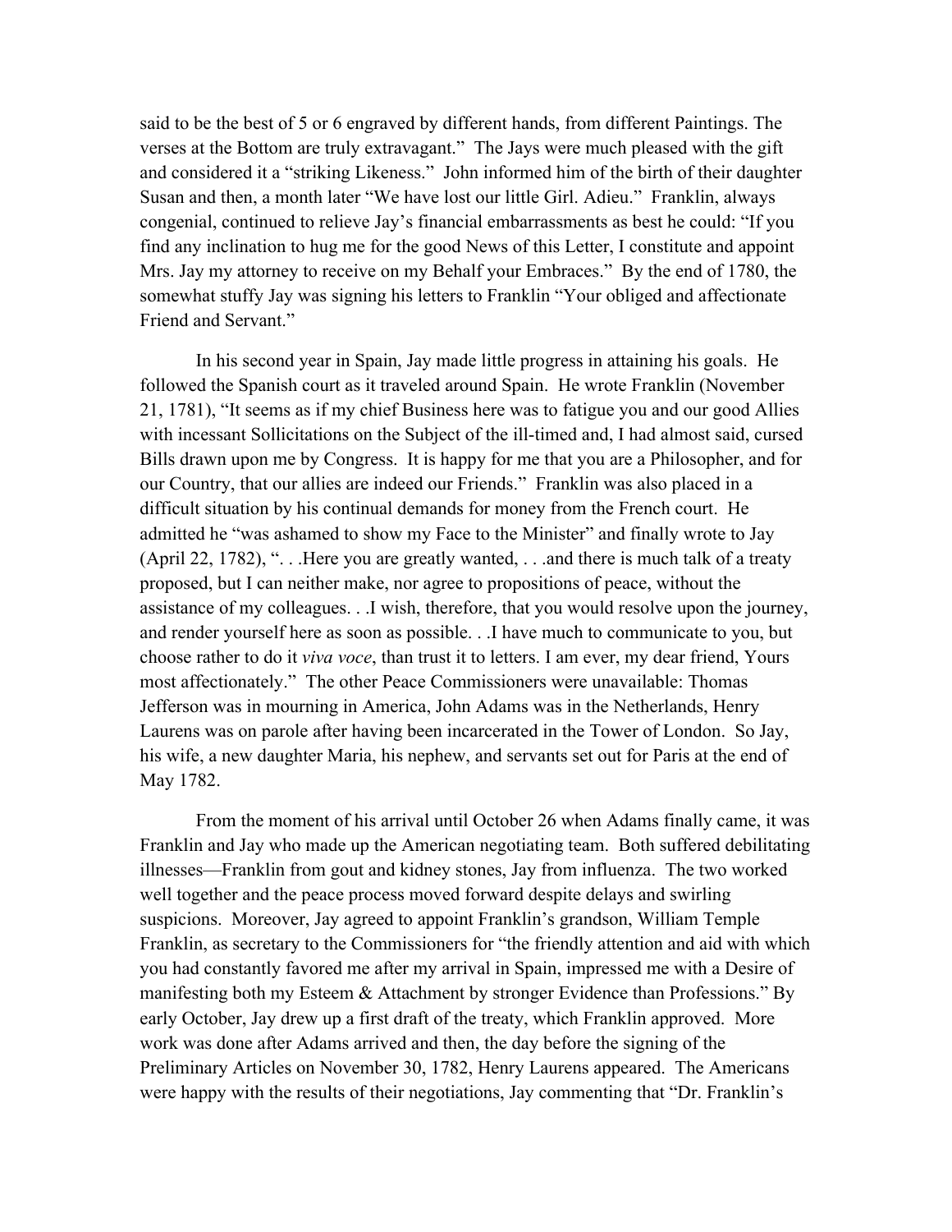said to be the best of 5 or 6 engraved by different hands, from different Paintings. The verses at the Bottom are truly extravagant." The Jays were much pleased with the gift and considered it a "striking Likeness." John informed him of the birth of their daughter Susan and then, a month later "We have lost our little Girl. Adieu." Franklin, always congenial, continued to relieve Jay's financial embarrassments as best he could: "If you find any inclination to hug me for the good News of this Letter, I constitute and appoint Mrs. Jay my attorney to receive on my Behalf your Embraces." By the end of 1780, the somewhat stuffy Jay was signing his letters to Franklin "Your obliged and affectionate Friend and Servant."

In his second year in Spain, Jay made little progress in attaining his goals. He followed the Spanish court as it traveled around Spain. He wrote Franklin (November 21, 1781), "It seems as if my chief Business here was to fatigue you and our good Allies with incessant Sollicitations on the Subject of the ill-timed and, I had almost said, cursed Bills drawn upon me by Congress. It is happy for me that you are a Philosopher, and for our Country, that our allies are indeed our Friends." Franklin was also placed in a difficult situation by his continual demands for money from the French court. He admitted he "was ashamed to show my Face to the Minister" and finally wrote to Jay (April 22, 1782), ". . .Here you are greatly wanted, . . .and there is much talk of a treaty proposed, but I can neither make, nor agree to propositions of peace, without the assistance of my colleagues. . .I wish, therefore, that you would resolve upon the journey, and render yourself here as soon as possible. . .I have much to communicate to you, but choose rather to do it *viva voce*, than trust it to letters. I am ever, my dear friend, Yours most affectionately." The other Peace Commissioners were unavailable: Thomas Jefferson was in mourning in America, John Adams was in the Netherlands, Henry Laurens was on parole after having been incarcerated in the Tower of London. So Jay, his wife, a new daughter Maria, his nephew, and servants set out for Paris at the end of May 1782.

From the moment of his arrival until October 26 when Adams finally came, it was Franklin and Jay who made up the American negotiating team. Both suffered debilitating illnesses—Franklin from gout and kidney stones, Jay from influenza. The two worked well together and the peace process moved forward despite delays and swirling suspicions. Moreover, Jay agreed to appoint Franklin's grandson, William Temple Franklin, as secretary to the Commissioners for "the friendly attention and aid with which you had constantly favored me after my arrival in Spain, impressed me with a Desire of manifesting both my Esteem & Attachment by stronger Evidence than Professions." By early October, Jay drew up a first draft of the treaty, which Franklin approved. More work was done after Adams arrived and then, the day before the signing of the Preliminary Articles on November 30, 1782, Henry Laurens appeared. The Americans were happy with the results of their negotiations, Jay commenting that "Dr. Franklin's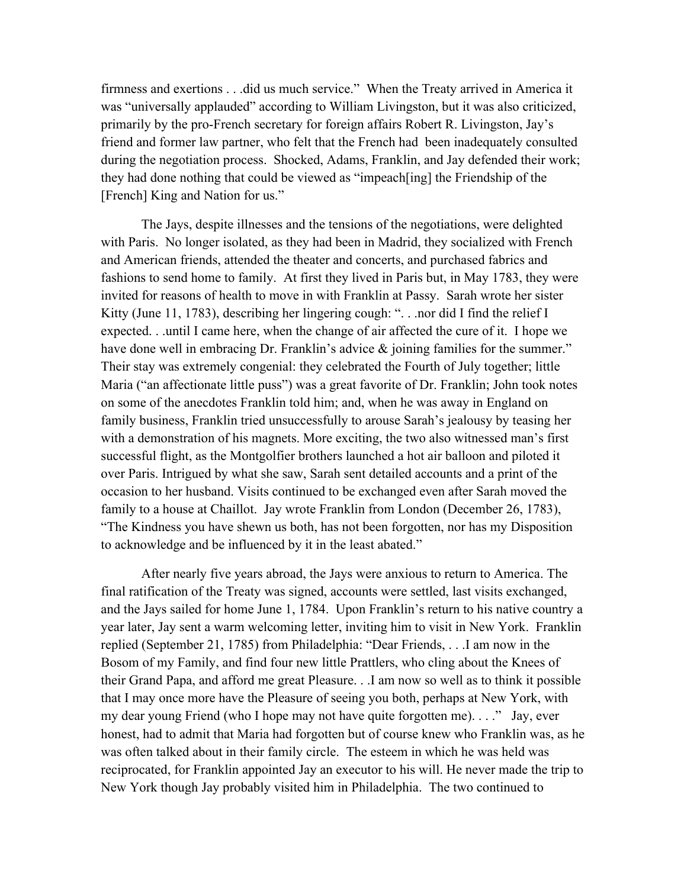firmness and exertions . . .did us much service." When the Treaty arrived in America it was "universally applauded" according to William Livingston, but it was also criticized, primarily by the pro-French secretary for foreign affairs Robert R. Livingston, Jay's friend and former law partner, who felt that the French had been inadequately consulted during the negotiation process. Shocked, Adams, Franklin, and Jay defended their work; they had done nothing that could be viewed as "impeach[ing] the Friendship of the [French] King and Nation for us."

The Jays, despite illnesses and the tensions of the negotiations, were delighted with Paris. No longer isolated, as they had been in Madrid, they socialized with French and American friends, attended the theater and concerts, and purchased fabrics and fashions to send home to family. At first they lived in Paris but, in May 1783, they were invited for reasons of health to move in with Franklin at Passy. Sarah wrote her sister Kitty (June 11, 1783), describing her lingering cough: ". . .nor did I find the relief I expected. . .until I came here, when the change of air affected the cure of it. I hope we have done well in embracing Dr. Franklin's advice & joining families for the summer." Their stay was extremely congenial: they celebrated the Fourth of July together; little Maria ("an affectionate little puss") was a great favorite of Dr. Franklin; John took notes on some of the anecdotes Franklin told him; and, when he was away in England on family business, Franklin tried unsuccessfully to arouse Sarah's jealousy by teasing her with a demonstration of his magnets. More exciting, the two also witnessed man's first successful flight, as the Montgolfier brothers launched a hot air balloon and piloted it over Paris. Intrigued by what she saw, Sarah sent detailed accounts and a print of the occasion to her husband. Visits continued to be exchanged even after Sarah moved the family to a house at Chaillot. Jay wrote Franklin from London (December 26, 1783), "The Kindness you have shewn us both, has not been forgotten, nor has my Disposition to acknowledge and be influenced by it in the least abated."

After nearly five years abroad, the Jays were anxious to return to America. The final ratification of the Treaty was signed, accounts were settled, last visits exchanged, and the Jays sailed for home June 1, 1784. Upon Franklin's return to his native country a year later, Jay sent a warm welcoming letter, inviting him to visit in New York. Franklin replied (September 21, 1785) from Philadelphia: "Dear Friends, . . .I am now in the Bosom of my Family, and find four new little Prattlers, who cling about the Knees of their Grand Papa, and afford me great Pleasure. . .I am now so well as to think it possible that I may once more have the Pleasure of seeing you both, perhaps at New York, with my dear young Friend (who I hope may not have quite forgotten me). . . ." Jay, ever honest, had to admit that Maria had forgotten but of course knew who Franklin was, as he was often talked about in their family circle. The esteem in which he was held was reciprocated, for Franklin appointed Jay an executor to his will. He never made the trip to New York though Jay probably visited him in Philadelphia. The two continued to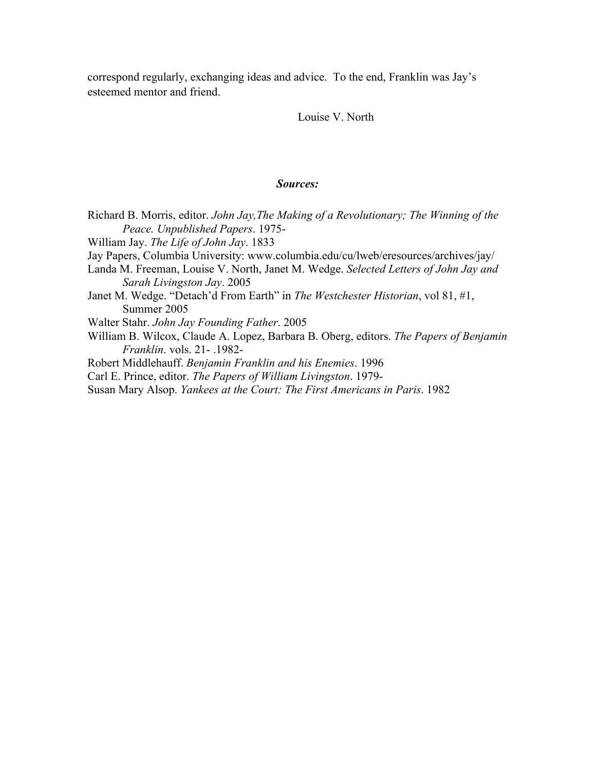correspond regularly, exchanging ideas and advice. To the end, Franklin was Jay's esteemed mentor and friend.

Louise V. North

***Sources:***

Richard B. Morris, editor. *John Jay,The Making of a Revolutionary; The Winning of the Peace. Unpublished Papers*. 1975-

William Jay. *The Life of John Jay*. 1833

Jay Papers, Columbia University: www.columbia.edu/cu/lweb/eresources/archives/jay/

Landa M. Freeman, Louise V. North, Janet M. Wedge. *Selected Letters of John Jay and Sarah Livingston Jay*. 2005

Janet M. Wedge. "Detach'd From Earth" in *The Westchester Historian*, vol 81, #1, Summer 2005

Walter Stahr. *John Jay Founding Father*. 2005

William B. Wilcox, Claude A. Lopez, Barbara B. Oberg, editors. *The Papers of Benjamin Franklin*. vols. 21- .1982-

Robert Middlehauff. *Benjamin Franklin and his Enemies*. 1996

Carl E. Prince, editor. *The Papers of William Livingston*. 1979-

Susan Mary Alsop. *Yankees at the Court: The First Americans in Paris*. 1982